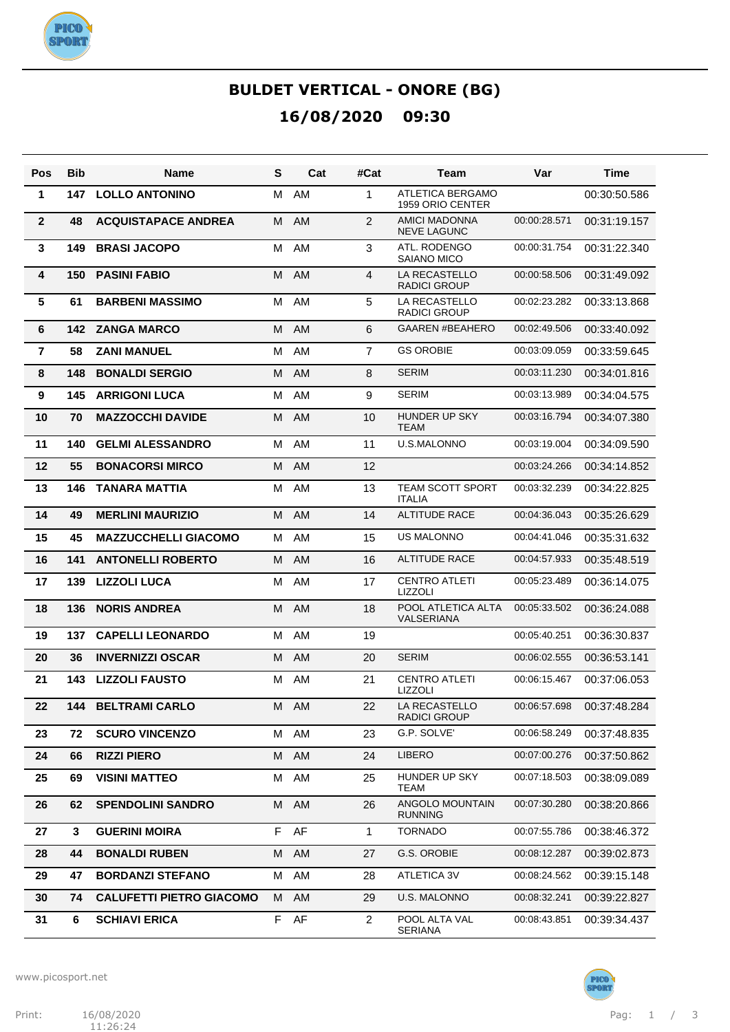# BULDET VERTICAL - ONORE (BG)

## 16/08/2020 09:30

| Pos | Bib | Name | S | Cat | #Cat | Team | Var | Time |
|---|---|---|---|---|---|---|---|---|
| 1 | 147 | LOLLO ANTONINO | M | AM | 1 | ATLETICA BERGAMO 1959 ORIO CENTER | | 00:30:50.586 |
| 2 | 48 | ACQUISTAPACE ANDREA | M | AM | 2 | AMICI MADONNA NEVE LAGUNC | 00:00:28.571 | 00:31:19.157 |
| 3 | 149 | BRASI JACOPO | M | AM | 3 | ATL. RODENGO SAIANO MICO | 00:00:31.754 | 00:31:22.340 |
| 4 | 150 | PASINI FABIO | M | AM | 4 | LA RECASTELLO RADICI GROUP | 00:00:58.506 | 00:31:49.092 |
| 5 | 61 | BARBENI MASSIMO | M | AM | 5 | LA RECASTELLO RADICI GROUP | 00:02:23.282 | 00:33:13.868 |
| 6 | 142 | ZANGA MARCO | M | AM | 6 | GAAREN #BEAHERO | 00:02:49.506 | 00:33:40.092 |
| 7 | 58 | ZANI MANUEL | M | AM | 7 | GS OROBIE | 00:03:09.059 | 00:33:59.645 |
| 8 | 148 | BONALDI SERGIO | M | AM | 8 | SERIM | 00:03:11.230 | 00:34:01.816 |
| 9 | 145 | ARRIGONI LUCA | M | AM | 9 | SERIM | 00:03:13.989 | 00:34:04.575 |
| 10 | 70 | MAZZOCCHI DAVIDE | M | AM | 10 | HUNDER UP SKY TEAM | 00:03:16.794 | 00:34:07.380 |
| 11 | 140 | GELMI ALESSANDRO | M | AM | 11 | U.S.MALONNO | 00:03:19.004 | 00:34:09.590 |
| 12 | 55 | BONACORSI MIRCO | M | AM | 12 | | 00:03:24.266 | 00:34:14.852 |
| 13 | 146 | TANARA MATTIA | M | AM | 13 | TEAM SCOTT SPORT ITALIA | 00:03:32.239 | 00:34:22.825 |
| 14 | 49 | MERLINI MAURIZIO | M | AM | 14 | ALTITUDE RACE | 00:04:36.043 | 00:35:26.629 |
| 15 | 45 | MAZZUCCHELLI GIACOMO | M | AM | 15 | US MALONNO | 00:04:41.046 | 00:35:31.632 |
| 16 | 141 | ANTONELLI ROBERTO | M | AM | 16 | ALTITUDE RACE | 00:04:57.933 | 00:35:48.519 |
| 17 | 139 | LIZZOLI LUCA | M | AM | 17 | CENTRO ATLETI LIZZOLI | 00:05:23.489 | 00:36:14.075 |
| 18 | 136 | NORIS ANDREA | M | AM | 18 | POOL ATLETICA ALTA VALSERIANA | 00:05:33.502 | 00:36:24.088 |
| 19 | 137 | CAPELLI LEONARDO | M | AM | 19 | | 00:05:40.251 | 00:36:30.837 |
| 20 | 36 | INVERNIZZI OSCAR | M | AM | 20 | SERIM | 00:06:02.555 | 00:36:53.141 |
| 21 | 143 | LIZZOLI FAUSTO | M | AM | 21 | CENTRO ATLETI LIZZOLI | 00:06:15.467 | 00:37:06.053 |
| 22 | 144 | BELTRAMI CARLO | M | AM | 22 | LA RECASTELLO RADICI GROUP | 00:06:57.698 | 00:37:48.284 |
| 23 | 72 | SCURO VINCENZO | M | AM | 23 | G.P. SOLVE' | 00:06:58.249 | 00:37:48.835 |
| 24 | 66 | RIZZI PIERO | M | AM | 24 | LIBERO | 00:07:00.276 | 00:37:50.862 |
| 25 | 69 | VISINI MATTEO | M | AM | 25 | HUNDER UP SKY TEAM | 00:07:18.503 | 00:38:09.089 |
| 26 | 62 | SPENDOLINI SANDRO | M | AM | 26 | ANGOLO MOUNTAIN RUNNING | 00:07:30.280 | 00:38:20.866 |
| 27 | 3 | GUERINI MOIRA | F | AF | 1 | TORNADO | 00:07:55.786 | 00:38:46.372 |
| 28 | 44 | BONALDI RUBEN | M | AM | 27 | G.S. OROBIE | 00:08:12.287 | 00:39:02.873 |
| 29 | 47 | BORDANZI STEFANO | M | AM | 28 | ATLETICA 3V | 00:08:24.562 | 00:39:15.148 |
| 30 | 74 | CALUFETTI PIETRO GIACOMO | M | AM | 29 | U.S. MALONNO | 00:08:32.241 | 00:39:22.827 |
| 31 | 6 | SCHIAVI ERICA | F | AF | 2 | POOL ALTA VAL SERIANA | 00:08:43.851 | 00:39:34.437 |

www.picosport.net

Print: 16/08/2020 11:26:24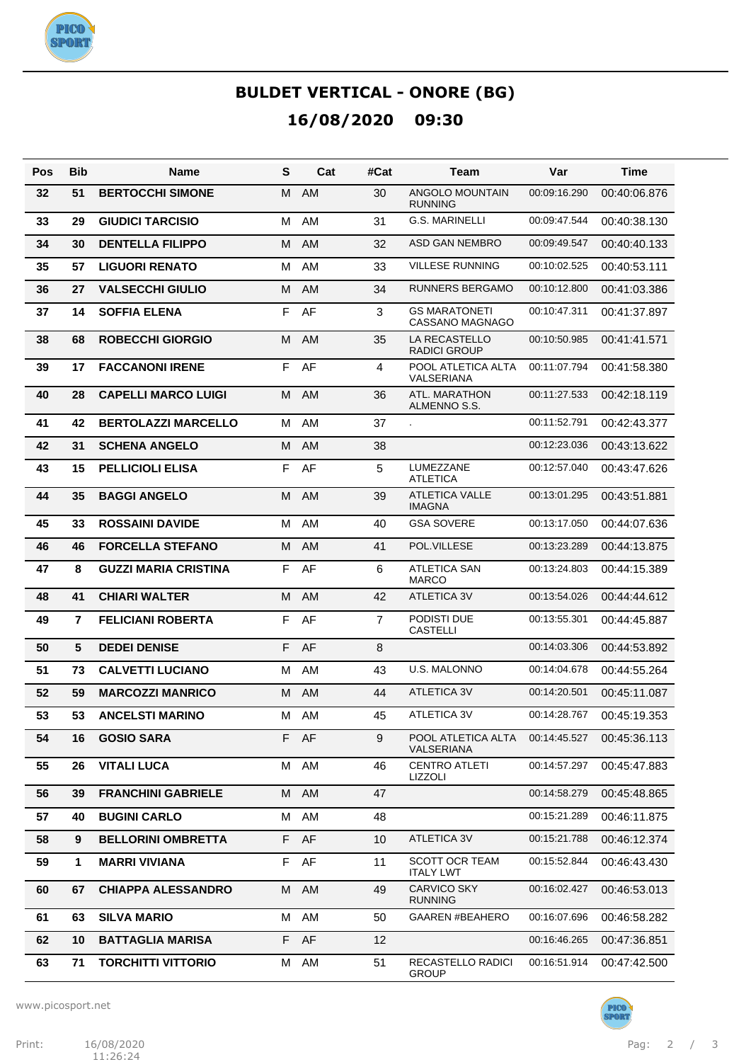# BULDET VERTICAL - ONORE (BG)

## 16/08/2020 09:30

| Pos | Bib | Name | S | Cat | #Cat | Team | Var | Time |
|---|---|---|---|---|---|---|---|---|
| 32 | 51 | **BERTOCCHI SIMONE** | M | AM | 30 | ANGOLO MOUNTAIN RUNNING | 00:09:16.290 | 00:40:06.876 |
| 33 | 29 | **GIUDICI TARCISIO** | M | AM | 31 | G.S. MARINELLI | 00:09:47.544 | 00:40:38.130 |
| 34 | 30 | **DENTELLA FILIPPO** | M | AM | 32 | ASD GAN NEMBRO | 00:09:49.547 | 00:40:40.133 |
| 35 | 57 | **LIGUORI RENATO** | M | AM | 33 | VILLESE RUNNING | 00:10:02.525 | 00:40:53.111 |
| 36 | 27 | **VALSECCHI GIULIO** | M | AM | 34 | RUNNERS BERGAMO | 00:10:12.800 | 00:41:03.386 |
| 37 | 14 | **SOFFIA ELENA** | F | AF | 3 | GS MARATONETI CASSANO MAGNAGO | 00:10:47.311 | 00:41:37.897 |
| 38 | 68 | **ROBECCHI GIORGIO** | M | AM | 35 | LA RECASTELLO RADICI GROUP | 00:10:50.985 | 00:41:41.571 |
| 39 | 17 | **FACCANONI IRENE** | F | AF | 4 | POOL ATLETICA ALTA VALSERIANA | 00:11:07.794 | 00:41:58.380 |
| 40 | 28 | **CAPELLI MARCO LUIGI** | M | AM | 36 | ATL. MARATHON ALMENNO S.S. | 00:11:27.533 | 00:42:18.119 |
| 41 | 42 | **BERTOLAZZI MARCELLO** | M | AM | 37 | . | 00:11:52.791 | 00:42:43.377 |
| 42 | 31 | **SCHENA ANGELO** | M | AM | 38 | | 00:12:23.036 | 00:43:13.622 |
| 43 | 15 | **PELLICIOLI ELISA** | F | AF | 5 | LUMEZZANE ATLETICA | 00:12:57.040 | 00:43:47.626 |
| 44 | 35 | **BAGGI ANGELO** | M | AM | 39 | ATLETICA VALLE IMAGNA | 00:13:01.295 | 00:43:51.881 |
| 45 | 33 | **ROSSAINI DAVIDE** | M | AM | 40 | GSA SOVERE | 00:13:17.050 | 00:44:07.636 |
| 46 | 46 | **FORCELLA STEFANO** | M | AM | 41 | POL.VILLESE | 00:13:23.289 | 00:44:13.875 |
| 47 | 8 | **GUZZI MARIA CRISTINA** | F | AF | 6 | ATLETICA SAN MARCO | 00:13:24.803 | 00:44:15.389 |
| 48 | 41 | **CHIARI WALTER** | M | AM | 42 | ATLETICA 3V | 00:13:54.026 | 00:44:44.612 |
| 49 | 7 | **FELICIANI ROBERTA** | F | AF | 7 | PODISTI DUE CASTELLI | 00:13:55.301 | 00:44:45.887 |
| 50 | 5 | **DEDEI DENISE** | F | AF | 8 | | 00:14:03.306 | 00:44:53.892 |
| 51 | 73 | **CALVETTI LUCIANO** | M | AM | 43 | U.S. MALONNO | 00:14:04.678 | 00:44:55.264 |
| 52 | 59 | **MARCOZZI MANRICO** | M | AM | 44 | ATLETICA 3V | 00:14:20.501 | 00:45:11.087 |
| 53 | 53 | **ANCELSTI MARINO** | M | AM | 45 | ATLETICA 3V | 00:14:28.767 | 00:45:19.353 |
| 54 | 16 | **GOSIO SARA** | F | AF | 9 | POOL ATLETICA ALTA VALSERIANA | 00:14:45.527 | 00:45:36.113 |
| 55 | 26 | **VITALI LUCA** | M | AM | 46 | CENTRO ATLETI LIZZOLI | 00:14:57.297 | 00:45:47.883 |
| 56 | 39 | **FRANCHINI GABRIELE** | M | AM | 47 | | 00:14:58.279 | 00:45:48.865 |
| 57 | 40 | **BUGINI CARLO** | M | AM | 48 | | 00:15:21.289 | 00:46:11.875 |
| 58 | 9 | **BELLORINI OMBRETTA** | F | AF | 10 | ATLETICA 3V | 00:15:21.788 | 00:46:12.374 |
| 59 | 1 | **MARRI VIVIANA** | F | AF | 11 | SCOTT OCR TEAM ITALY LWT | 00:15:52.844 | 00:46:43.430 |
| 60 | 67 | **CHIAPPA ALESSANDRO** | M | AM | 49 | CARVICO SKY RUNNING | 00:16:02.427 | 00:46:53.013 |
| 61 | 63 | **SILVA MARIO** | M | AM | 50 | GAAREN #BEAHERO | 00:16:07.696 | 00:46:58.282 |
| 62 | 10 | **BATTAGLIA MARISA** | F | AF | 12 | | 00:16:46.265 | 00:47:36.851 |
| 63 | 71 | **TORCHITTI VITTORIO** | M | AM | 51 | RECASTELLO RADICI GROUP | 00:16:51.914 | 00:47:42.500 |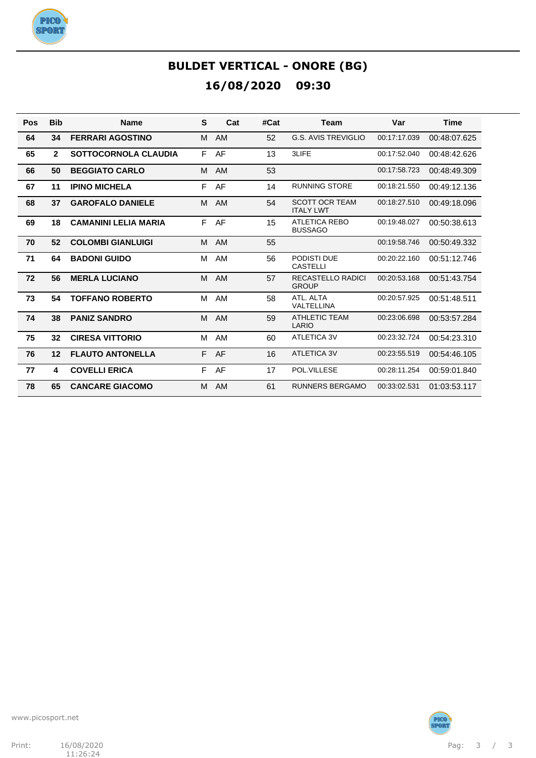# BULDET VERTICAL - ONORE (BG)

## 16/08/2020 09:30

| Pos | Bib | Name | S | Cat | #Cat | Team | Var | Time |
|---|---|---|---|---|---|---|---|---|
| 64 | 34 | **FERRARI AGOSTINO** | M | AM | 52 | G.S. AVIS TREVIGLIO | 00:17:17.039 | 00:48:07.625 |
| 65 | 2 | **SOTTOCORNOLA CLAUDIA** | F | AF | 13 | 3LIFE | 00:17:52.040 | 00:48:42.626 |
| 66 | 50 | **BEGGIATO CARLO** | M | AM | 53 | | 00:17:58.723 | 00:48:49.309 |
| 67 | 11 | **IPINO MICHELA** | F | AF | 14 | RUNNING STORE | 00:18:21.550 | 00:49:12.136 |
| 68 | 37 | **GAROFALO DANIELE** | M | AM | 54 | SCOTT OCR TEAM ITALY LWT | 00:18:27.510 | 00:49:18.096 |
| 69 | 18 | **CAMANINI LELIA MARIA** | F | AF | 15 | ATLETICA REBO BUSSAGO | 00:19:48.027 | 00:50:38.613 |
| 70 | 52 | **COLOMBI GIANLUIGI** | M | AM | 55 | | 00:19:58.746 | 00:50:49.332 |
| 71 | 64 | **BADONI GUIDO** | M | AM | 56 | PODISTI DUE CASTELLI | 00:20:22.160 | 00:51:12.746 |
| 72 | 56 | **MERLA LUCIANO** | M | AM | 57 | RECASTELLO RADICI GROUP | 00:20:53.168 | 00:51:43.754 |
| 73 | 54 | **TOFFANO ROBERTO** | M | AM | 58 | ATL. ALTA VALTELLINA | 00:20:57.925 | 00:51:48.511 |
| 74 | 38 | **PANIZ SANDRO** | M | AM | 59 | ATHLETIC TEAM LARIO | 00:23:06.698 | 00:53:57.284 |
| 75 | 32 | **CIRESA VITTORIO** | M | AM | 60 | ATLETICA 3V | 00:23:32.724 | 00:54:23.310 |
| 76 | 12 | **FLAUTO ANTONELLA** | F | AF | 16 | ATLETICA 3V | 00:23:55.519 | 00:54:46.105 |
| 77 | 4 | **COVELLI ERICA** | F | AF | 17 | POL.VILLESE | 00:28:11.254 | 00:59:01.840 |
| 78 | 65 | **CANCARE GIACOMO** | M | AM | 61 | RUNNERS BERGAMO | 00:33:02.531 | 01:03:53.117 |

www.picosport.net

Print: 16/08/2020 11:26:24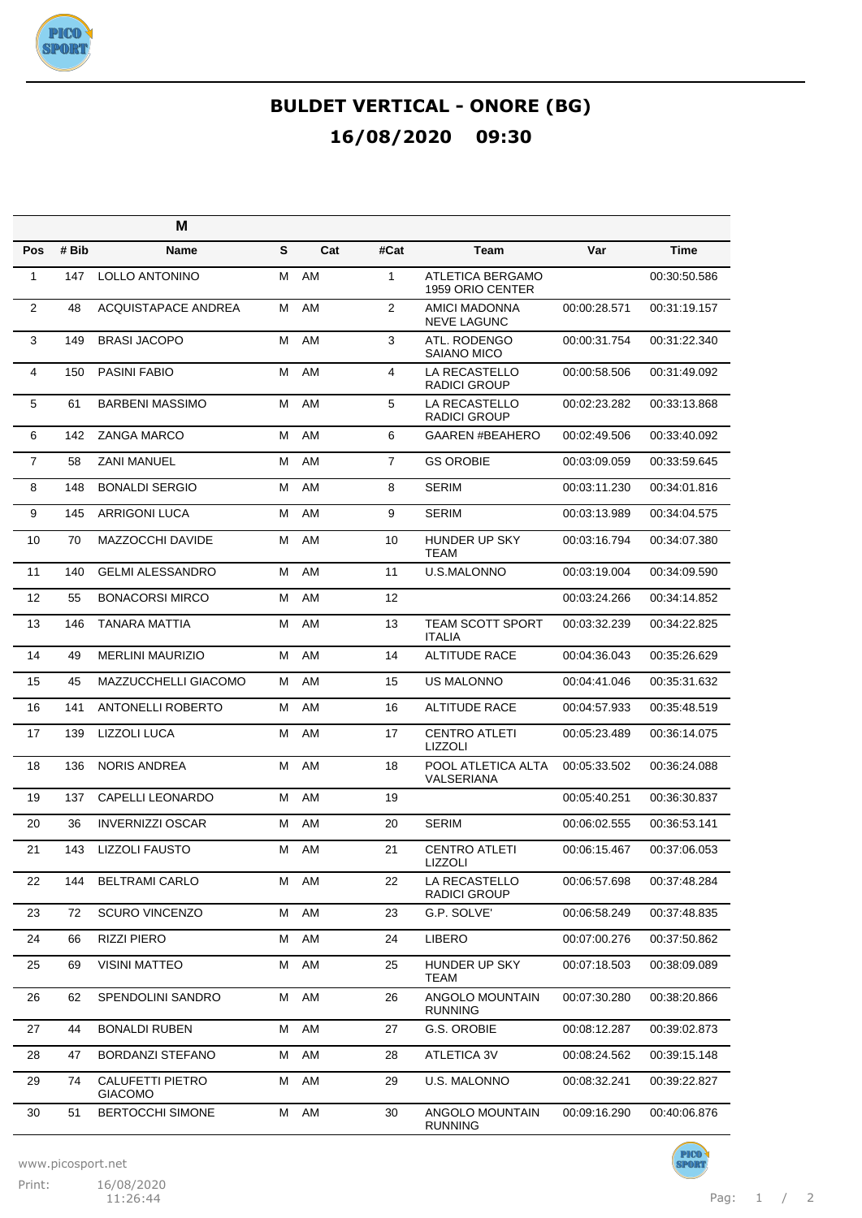# BULDET VERTICAL - ONORE (BG)

## 16/08/2020 09:30

| | | M | | | | | | |
|---|---|---|---|---|---|---|---|---|
| **Pos** | **# Bib** | **Name** | **S** | **Cat** | **#Cat** | **Team** | **Var** | **Time** |
| 1 | 147 | LOLLO ANTONINO | M | AM | 1 | ATLETICA BERGAMO 1959 ORIO CENTER | | 00:30:50.586 |
| 2 | 48 | ACQUISTAPACE ANDREA | M | AM | 2 | AMICI MADONNA NEVE LAGUNC | 00:00:28.571 | 00:31:19.157 |
| 3 | 149 | BRASI JACOPO | M | AM | 3 | ATL. RODENGO SAIANO MICO | 00:00:31.754 | 00:31:22.340 |
| 4 | 150 | PASINI FABIO | M | AM | 4 | LA RECASTELLO RADICI GROUP | 00:00:58.506 | 00:31:49.092 |
| 5 | 61 | BARBENI MASSIMO | M | AM | 5 | LA RECASTELLO RADICI GROUP | 00:02:23.282 | 00:33:13.868 |
| 6 | 142 | ZANGA MARCO | M | AM | 6 | GAAREN #BEAHERO | 00:02:49.506 | 00:33:40.092 |
| 7 | 58 | ZANI MANUEL | M | AM | 7 | GS OROBIE | 00:03:09.059 | 00:33:59.645 |
| 8 | 148 | BONALDI SERGIO | M | AM | 8 | SERIM | 00:03:11.230 | 00:34:01.816 |
| 9 | 145 | ARRIGONI LUCA | M | AM | 9 | SERIM | 00:03:13.989 | 00:34:04.575 |
| 10 | 70 | MAZZOCCHI DAVIDE | M | AM | 10 | HUNDER UP SKY TEAM | 00:03:16.794 | 00:34:07.380 |
| 11 | 140 | GELMI ALESSANDRO | M | AM | 11 | U.S.MALONNO | 00:03:19.004 | 00:34:09.590 |
| 12 | 55 | BONACORSI MIRCO | M | AM | 12 | | 00:03:24.266 | 00:34:14.852 |
| 13 | 146 | TANARA MATTIA | M | AM | 13 | TEAM SCOTT SPORT ITALIA | 00:03:32.239 | 00:34:22.825 |
| 14 | 49 | MERLINI MAURIZIO | M | AM | 14 | ALTITUDE RACE | 00:04:36.043 | 00:35:26.629 |
| 15 | 45 | MAZZUCCHELLI GIACOMO | M | AM | 15 | US MALONNO | 00:04:41.046 | 00:35:31.632 |
| 16 | 141 | ANTONELLI ROBERTO | M | AM | 16 | ALTITUDE RACE | 00:04:57.933 | 00:35:48.519 |
| 17 | 139 | LIZZOLI LUCA | M | AM | 17 | CENTRO ATLETI LIZZOLI | 00:05:23.489 | 00:36:14.075 |
| 18 | 136 | NORIS ANDREA | M | AM | 18 | POOL ATLETICA ALTA VALSERIANA | 00:05:33.502 | 00:36:24.088 |
| 19 | 137 | CAPELLI LEONARDO | M | AM | 19 | | 00:05:40.251 | 00:36:30.837 |
| 20 | 36 | INVERNIZZI OSCAR | M | AM | 20 | SERIM | 00:06:02.555 | 00:36:53.141 |
| 21 | 143 | LIZZOLI FAUSTO | M | AM | 21 | CENTRO ATLETI LIZZOLI | 00:06:15.467 | 00:37:06.053 |
| 22 | 144 | BELTRAMI CARLO | M | AM | 22 | LA RECASTELLO RADICI GROUP | 00:06:57.698 | 00:37:48.284 |
| 23 | 72 | SCURO VINCENZO | M | AM | 23 | G.P. SOLVE' | 00:06:58.249 | 00:37:48.835 |
| 24 | 66 | RIZZI PIERO | M | AM | 24 | LIBERO | 00:07:00.276 | 00:37:50.862 |
| 25 | 69 | VISINI MATTEO | M | AM | 25 | HUNDER UP SKY TEAM | 00:07:18.503 | 00:38:09.089 |
| 26 | 62 | SPENDOLINI SANDRO | M | AM | 26 | ANGOLO MOUNTAIN RUNNING | 00:07:30.280 | 00:38:20.866 |
| 27 | 44 | BONALDI RUBEN | M | AM | 27 | G.S. OROBIE | 00:08:12.287 | 00:39:02.873 |
| 28 | 47 | BORDANZI STEFANO | M | AM | 28 | ATLETICA 3V | 00:08:24.562 | 00:39:15.148 |
| 29 | 74 | CALUFETTI PIETRO GIACOMO | M | AM | 29 | U.S. MALONNO | 00:08:32.241 | 00:39:22.827 |
| 30 | 51 | BERTOCCHI SIMONE | M | AM | 30 | ANGOLO MOUNTAIN RUNNING | 00:09:16.290 | 00:40:06.876 |

www.picosport.net

Print: 16/08/2020 11:26:44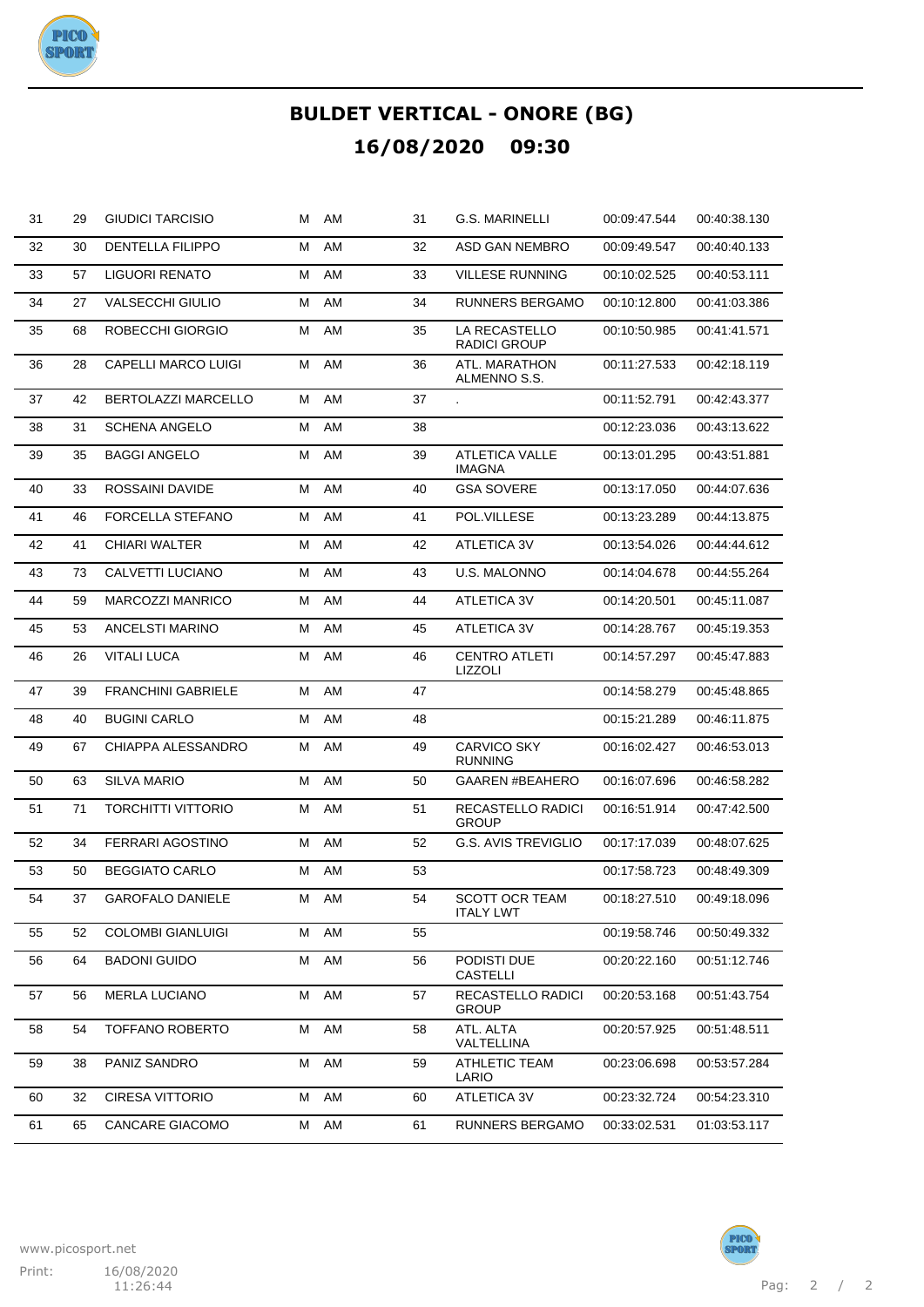# BULDET VERTICAL - ONORE (BG)

## 16/08/2020 09:30

| | | | | | | | | |
|---|---|---|---|---|---|---|---|---|
| 31 | 29 | GIUDICI TARCISIO | M | AM | 31 | G.S. MARINELLI | 00:09:47.544 | 00:40:38.130 |
| 32 | 30 | DENTELLA FILIPPO | M | AM | 32 | ASD GAN NEMBRO | 00:09:49.547 | 00:40:40.133 |
| 33 | 57 | LIGUORI RENATO | M | AM | 33 | VILLESE RUNNING | 00:10:02.525 | 00:40:53.111 |
| 34 | 27 | VALSECCHI GIULIO | M | AM | 34 | RUNNERS BERGAMO | 00:10:12.800 | 00:41:03.386 |
| 35 | 68 | ROBECCHI GIORGIO | M | AM | 35 | LA RECASTELLO RADICI GROUP | 00:10:50.985 | 00:41:41.571 |
| 36 | 28 | CAPELLI MARCO LUIGI | M | AM | 36 | ATL. MARATHON ALMENNO S.S. | 00:11:27.533 | 00:42:18.119 |
| 37 | 42 | BERTOLAZZI MARCELLO | M | AM | 37 | . | 00:11:52.791 | 00:42:43.377 |
| 38 | 31 | SCHENA ANGELO | M | AM | 38 | | 00:12:23.036 | 00:43:13.622 |
| 39 | 35 | BAGGI ANGELO | M | AM | 39 | ATLETICA VALLE IMAGNA | 00:13:01.295 | 00:43:51.881 |
| 40 | 33 | ROSSAINI DAVIDE | M | AM | 40 | GSA SOVERE | 00:13:17.050 | 00:44:07.636 |
| 41 | 46 | FORCELLA STEFANO | M | AM | 41 | POL.VILLESE | 00:13:23.289 | 00:44:13.875 |
| 42 | 41 | CHIARI WALTER | M | AM | 42 | ATLETICA 3V | 00:13:54.026 | 00:44:44.612 |
| 43 | 73 | CALVETTI LUCIANO | M | AM | 43 | U.S. MALONNO | 00:14:04.678 | 00:44:55.264 |
| 44 | 59 | MARCOZZI MANRICO | M | AM | 44 | ATLETICA 3V | 00:14:20.501 | 00:45:11.087 |
| 45 | 53 | ANCELSTI MARINO | M | AM | 45 | ATLETICA 3V | 00:14:28.767 | 00:45:19.353 |
| 46 | 26 | VITALI LUCA | M | AM | 46 | CENTRO ATLETI LIZZOLI | 00:14:57.297 | 00:45:47.883 |
| 47 | 39 | FRANCHINI GABRIELE | M | AM | 47 | | 00:14:58.279 | 00:45:48.865 |
| 48 | 40 | BUGINI CARLO | M | AM | 48 | | 00:15:21.289 | 00:46:11.875 |
| 49 | 67 | CHIAPPA ALESSANDRO | M | AM | 49 | CARVICO SKY RUNNING | 00:16:02.427 | 00:46:53.013 |
| 50 | 63 | SILVA MARIO | M | AM | 50 | GAAREN #BEAHERO | 00:16:07.696 | 00:46:58.282 |
| 51 | 71 | TORCHITTI VITTORIO | M | AM | 51 | RECASTELLO RADICI GROUP | 00:16:51.914 | 00:47:42.500 |
| 52 | 34 | FERRARI AGOSTINO | M | AM | 52 | G.S. AVIS TREVIGLIO | 00:17:17.039 | 00:48:07.625 |
| 53 | 50 | BEGGIATO CARLO | M | AM | 53 | | 00:17:58.723 | 00:48:49.309 |
| 54 | 37 | GAROFALO DANIELE | M | AM | 54 | SCOTT OCR TEAM ITALY LWT | 00:18:27.510 | 00:49:18.096 |
| 55 | 52 | COLOMBI GIANLUIGI | M | AM | 55 | | 00:19:58.746 | 00:50:49.332 |
| 56 | 64 | BADONI GUIDO | M | AM | 56 | PODISTI DUE CASTELLI | 00:20:22.160 | 00:51:12.746 |
| 57 | 56 | MERLA LUCIANO | M | AM | 57 | RECASTELLO RADICI GROUP | 00:20:53.168 | 00:51:43.754 |
| 58 | 54 | TOFFANO ROBERTO | M | AM | 58 | ATL. ALTA VALTELLINA | 00:20:57.925 | 00:51:48.511 |
| 59 | 38 | PANIZ SANDRO | M | AM | 59 | ATHLETIC TEAM LARIO | 00:23:06.698 | 00:53:57.284 |
| 60 | 32 | CIRESA VITTORIO | M | AM | 60 | ATLETICA 3V | 00:23:32.724 | 00:54:23.310 |
| 61 | 65 | CANCARE GIACOMO | M | AM | 61 | RUNNERS BERGAMO | 00:33:02.531 | 01:03:53.117 |

www.picosport.net

Print: 16/08/2020 11:26:44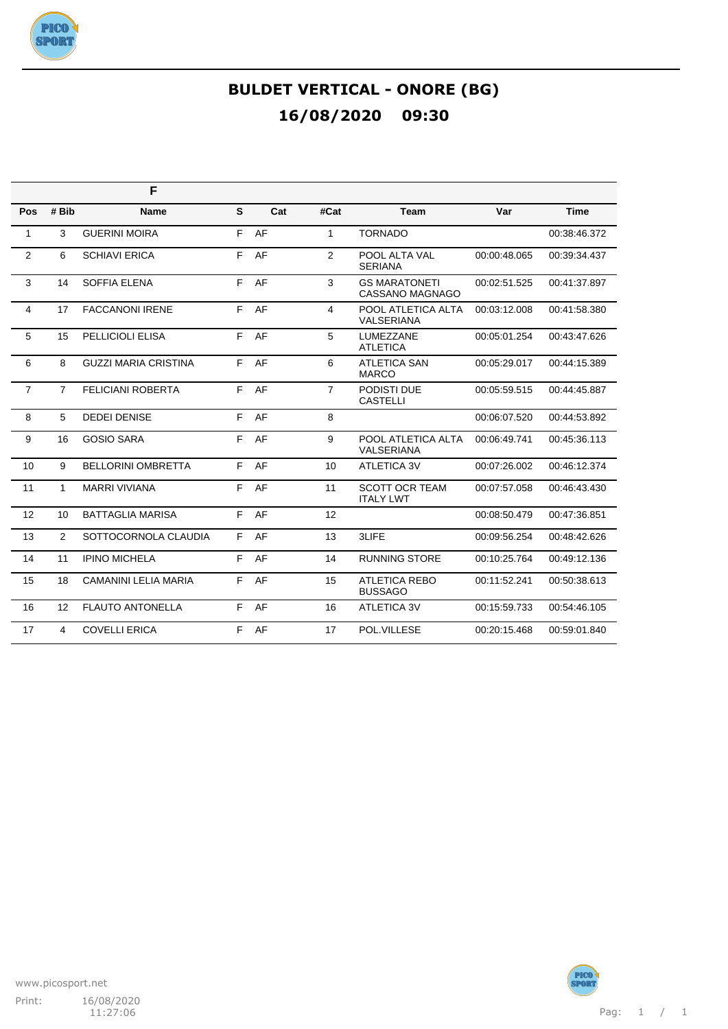# BULDET VERTICAL - ONORE (BG)

## 16/08/2020 09:30

| | | F | | | | | | |
|---|---|---|---|---|---|---|---|---|
| Pos | # Bib | Name | S | Cat | #Cat | Team | Var | Time |
| 1 | 3 | GUERINI MOIRA | F | AF | 1 | TORNADO | | 00:38:46.372 |
| 2 | 6 | SCHIAVI ERICA | F | AF | 2 | POOL ALTA VAL SERIANA | 00:00:48.065 | 00:39:34.437 |
| 3 | 14 | SOFFIA ELENA | F | AF | 3 | GS MARATONETI CASSANO MAGNAGO | 00:02:51.525 | 00:41:37.897 |
| 4 | 17 | FACCANONI IRENE | F | AF | 4 | POOL ATLETICA ALTA VALSERIANA | 00:03:12.008 | 00:41:58.380 |
| 5 | 15 | PELLICIOLI ELISA | F | AF | 5 | LUMEZZANE ATLETICA | 00:05:01.254 | 00:43:47.626 |
| 6 | 8 | GUZZI MARIA CRISTINA | F | AF | 6 | ATLETICA SAN MARCO | 00:05:29.017 | 00:44:15.389 |
| 7 | 7 | FELICIANI ROBERTA | F | AF | 7 | PODISTI DUE CASTELLI | 00:05:59.515 | 00:44:45.887 |
| 8 | 5 | DEDEI DENISE | F | AF | 8 | | 00:06:07.520 | 00:44:53.892 |
| 9 | 16 | GOSIO SARA | F | AF | 9 | POOL ATLETICA ALTA VALSERIANA | 00:06:49.741 | 00:45:36.113 |
| 10 | 9 | BELLORINI OMBRETTA | F | AF | 10 | ATLETICA 3V | 00:07:26.002 | 00:46:12.374 |
| 11 | 1 | MARRI VIVIANA | F | AF | 11 | SCOTT OCR TEAM ITALY LWT | 00:07:57.058 | 00:46:43.430 |
| 12 | 10 | BATTAGLIA MARISA | F | AF | 12 | | 00:08:50.479 | 00:47:36.851 |
| 13 | 2 | SOTTOCORNOLA CLAUDIA | F | AF | 13 | 3LIFE | 00:09:56.254 | 00:48:42.626 |
| 14 | 11 | IPINO MICHELA | F | AF | 14 | RUNNING STORE | 00:10:25.764 | 00:49:12.136 |
| 15 | 18 | CAMANINI LELIA MARIA | F | AF | 15 | ATLETICA REBO BUSSAGO | 00:11:52.241 | 00:50:38.613 |
| 16 | 12 | FLAUTO ANTONELLA | F | AF | 16 | ATLETICA 3V | 00:15:59.733 | 00:54:46.105 |
| 17 | 4 | COVELLI ERICA | F | AF | 17 | POL.VILLESE | 00:20:15.468 | 00:59:01.840 |

www.picosport.net

Print: 16/08/2020 11:27:06